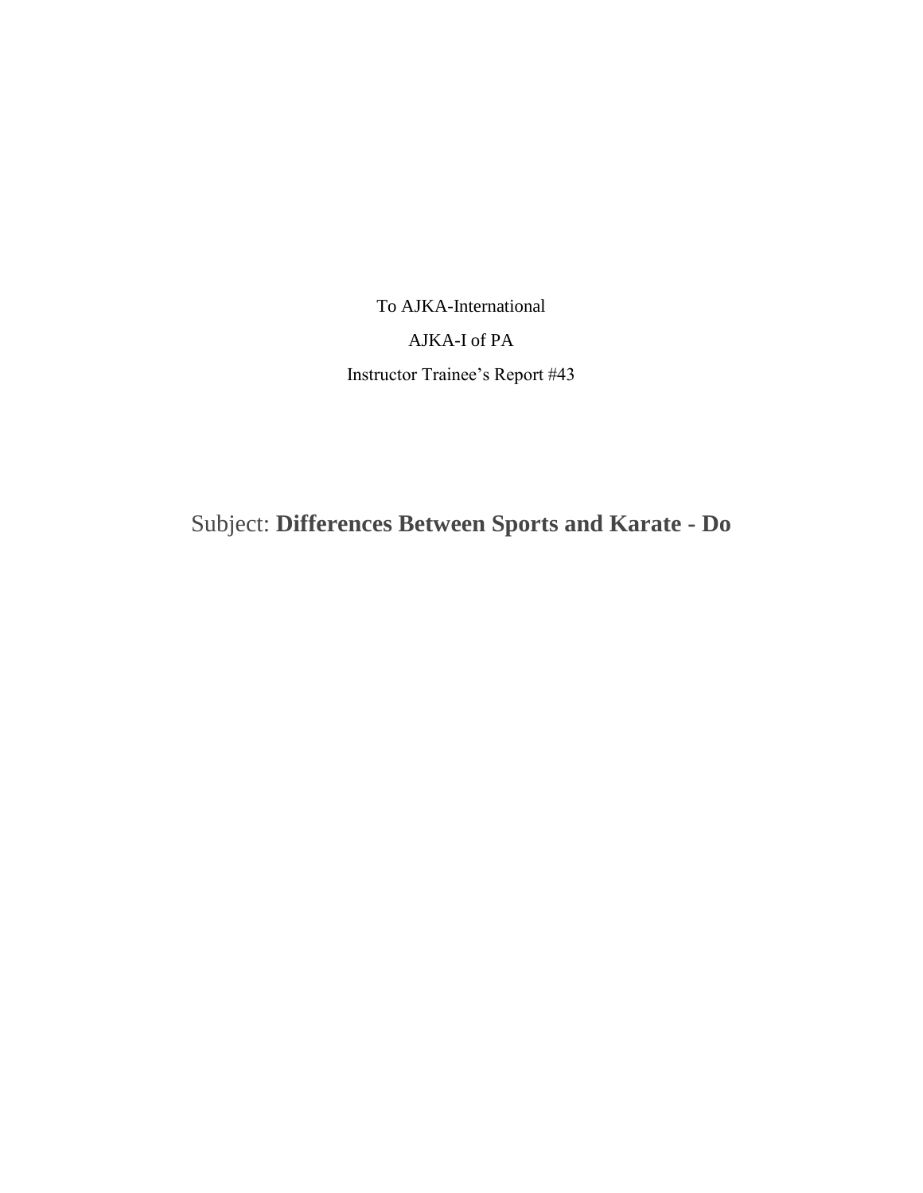To AJKA-International

AJKA-I of PA

Instructor Trainee's Report #43

Subject: **Differences Between Sports and Karate - Do**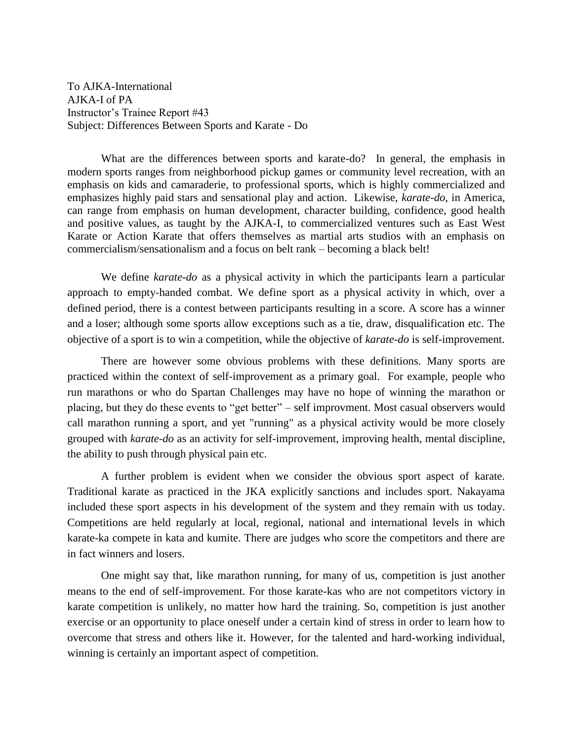To AJKA-International
AJKA-I of PA
Instructor's Trainee Report #43
Subject: Differences Between Sports and Karate - Do

What are the differences between sports and karate-do? In general, the emphasis in modern sports ranges from neighborhood pickup games or community level recreation, with an emphasis on kids and camaraderie, to professional sports, which is highly commercialized and emphasizes highly paid stars and sensational play and action. Likewise, *karate-do*, in America, can range from emphasis on human development, character building, confidence, good health and positive values, as taught by the AJKA-I, to commercialized ventures such as East West Karate or Action Karate that offers themselves as martial arts studios with an emphasis on commercialism/sensationalism and a focus on belt rank – becoming a black belt!

We define *karate-do* as a physical activity in which the participants learn a particular approach to empty-handed combat. We define sport as a physical activity in which, over a defined period, there is a contest between participants resulting in a score. A score has a winner and a loser; although some sports allow exceptions such as a tie, draw, disqualification etc. The objective of a sport is to win a competition, while the objective of *karate-do* is self-improvement.

There are however some obvious problems with these definitions. Many sports are practiced within the context of self-improvement as a primary goal. For example, people who run marathons or who do Spartan Challenges may have no hope of winning the marathon or placing, but they do these events to "get better" – self improvment. Most casual observers would call marathon running a sport, and yet "running" as a physical activity would be more closely grouped with *karate-do* as an activity for self-improvement, improving health, mental discipline, the ability to push through physical pain etc.

A further problem is evident when we consider the obvious sport aspect of karate. Traditional karate as practiced in the JKA explicitly sanctions and includes sport. Nakayama included these sport aspects in his development of the system and they remain with us today. Competitions are held regularly at local, regional, national and international levels in which karate-ka compete in kata and kumite. There are judges who score the competitors and there are in fact winners and losers.

One might say that, like marathon running, for many of us, competition is just another means to the end of self-improvement. For those karate-kas who are not competitors victory in karate competition is unlikely, no matter how hard the training. So, competition is just another exercise or an opportunity to place oneself under a certain kind of stress in order to learn how to overcome that stress and others like it. However, for the talented and hard-working individual, winning is certainly an important aspect of competition.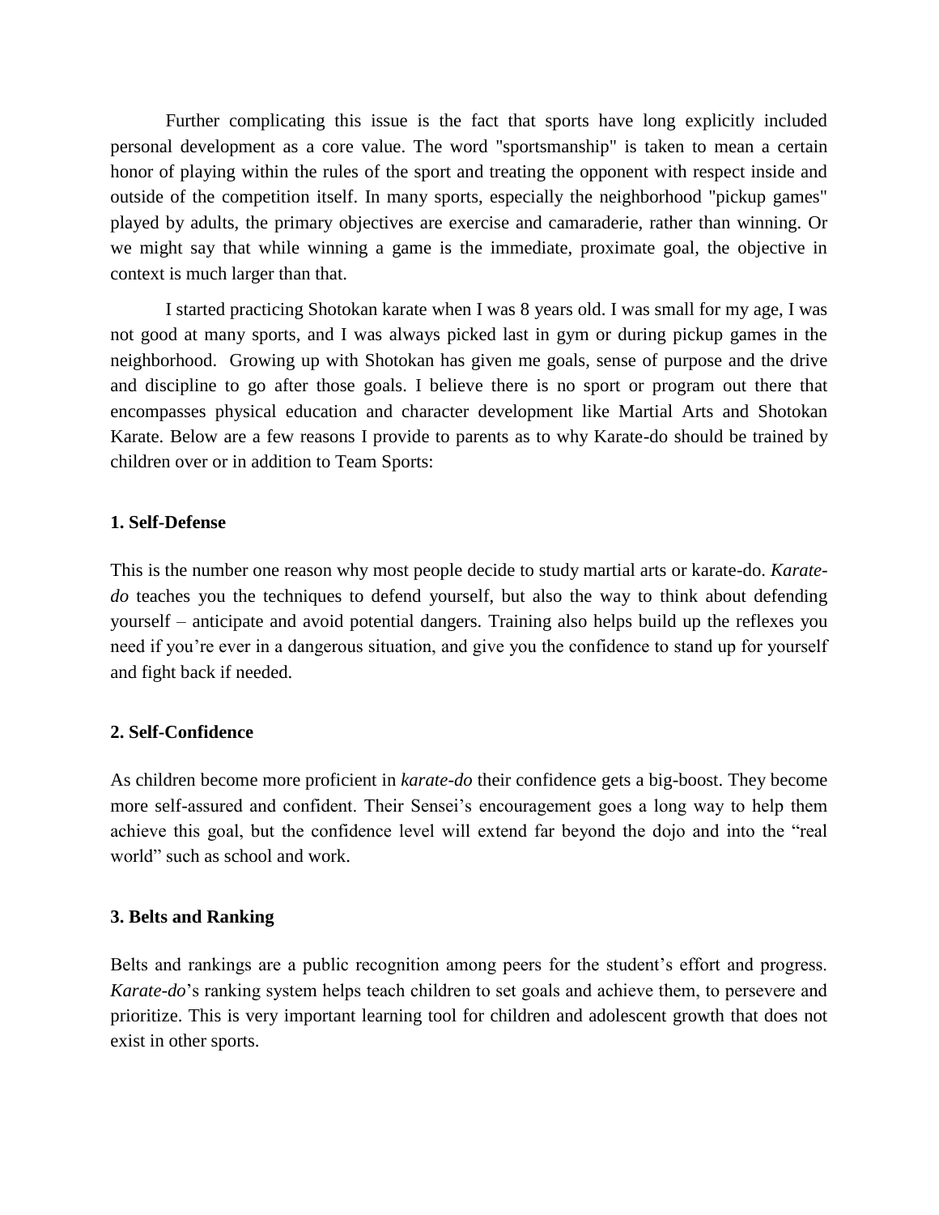Further complicating this issue is the fact that sports have long explicitly included personal development as a core value. The word "sportsmanship" is taken to mean a certain honor of playing within the rules of the sport and treating the opponent with respect inside and outside of the competition itself. In many sports, especially the neighborhood "pickup games" played by adults, the primary objectives are exercise and camaraderie, rather than winning. Or we might say that while winning a game is the immediate, proximate goal, the objective in context is much larger than that.

I started practicing Shotokan karate when I was 8 years old. I was small for my age, I was not good at many sports, and I was always picked last in gym or during pickup games in the neighborhood. Growing up with Shotokan has given me goals, sense of purpose and the drive and discipline to go after those goals. I believe there is no sport or program out there that encompasses physical education and character development like Martial Arts and Shotokan Karate. Below are a few reasons I provide to parents as to why Karate-do should be trained by children over or in addition to Team Sports:

**1. Self-Defense**

This is the number one reason why most people decide to study martial arts or karate-do. *Karate-do* teaches you the techniques to defend yourself, but also the way to think about defending yourself – anticipate and avoid potential dangers. Training also helps build up the reflexes you need if you're ever in a dangerous situation, and give you the confidence to stand up for yourself and fight back if needed.

**2. Self-Confidence**

As children become more proficient in *karate-do* their confidence gets a big-boost. They become more self-assured and confident. Their Sensei's encouragement goes a long way to help them achieve this goal, but the confidence level will extend far beyond the dojo and into the "real world" such as school and work.

**3. Belts and Ranking**

Belts and rankings are a public recognition among peers for the student's effort and progress. *Karate-do*'s ranking system helps teach children to set goals and achieve them, to persevere and prioritize. This is very important learning tool for children and adolescent growth that does not exist in other sports.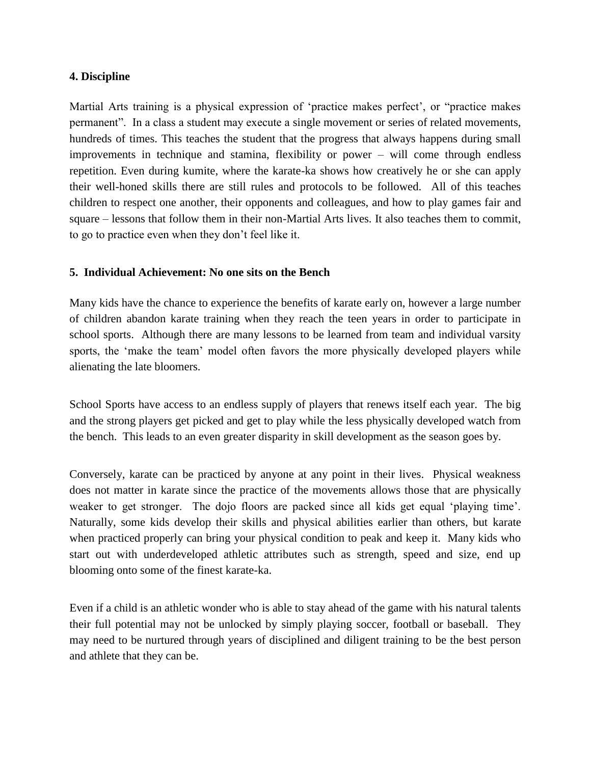**4. Discipline**

Martial Arts training is a physical expression of 'practice makes perfect', or "practice makes permanent". In a class a student may execute a single movement or series of related movements, hundreds of times. This teaches the student that the progress that always happens during small improvements in technique and stamina, flexibility or power – will come through endless repetition. Even during kumite, where the karate-ka shows how creatively he or she can apply their well-honed skills there are still rules and protocols to be followed. All of this teaches children to respect one another, their opponents and colleagues, and how to play games fair and square – lessons that follow them in their non-Martial Arts lives. It also teaches them to commit, to go to practice even when they don't feel like it.

**5. Individual Achievement: No one sits on the Bench**

Many kids have the chance to experience the benefits of karate early on, however a large number of children abandon karate training when they reach the teen years in order to participate in school sports. Although there are many lessons to be learned from team and individual varsity sports, the 'make the team' model often favors the more physically developed players while alienating the late bloomers.

School Sports have access to an endless supply of players that renews itself each year. The big and the strong players get picked and get to play while the less physically developed watch from the bench. This leads to an even greater disparity in skill development as the season goes by.

Conversely, karate can be practiced by anyone at any point in their lives. Physical weakness does not matter in karate since the practice of the movements allows those that are physically weaker to get stronger. The dojo floors are packed since all kids get equal 'playing time'. Naturally, some kids develop their skills and physical abilities earlier than others, but karate when practiced properly can bring your physical condition to peak and keep it. Many kids who start out with underdeveloped athletic attributes such as strength, speed and size, end up blooming onto some of the finest karate-ka.

Even if a child is an athletic wonder who is able to stay ahead of the game with his natural talents their full potential may not be unlocked by simply playing soccer, football or baseball. They may need to be nurtured through years of disciplined and diligent training to be the best person and athlete that they can be.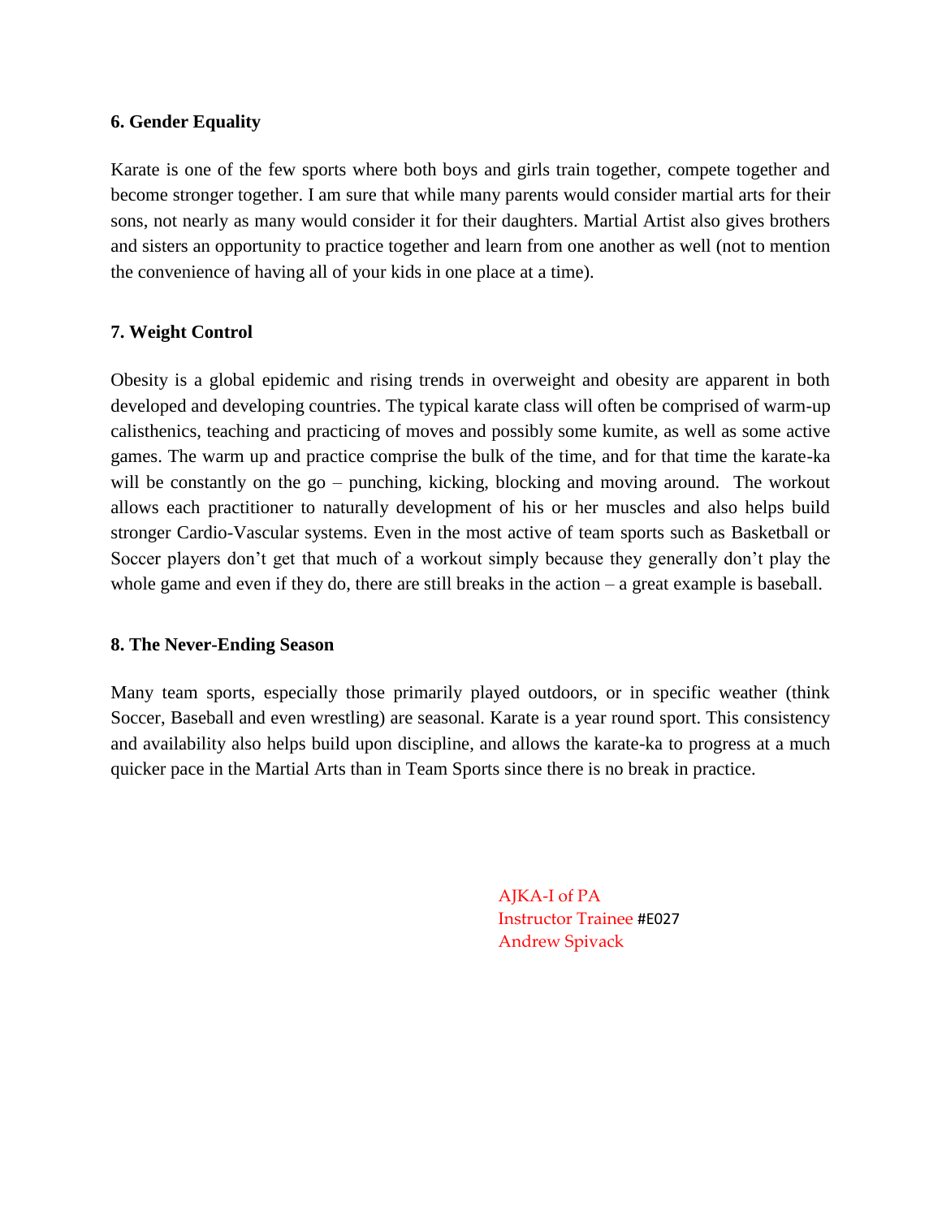**6. Gender Equality**

Karate is one of the few sports where both boys and girls train together, compete together and become stronger together. I am sure that while many parents would consider martial arts for their sons, not nearly as many would consider it for their daughters. Martial Artist also gives brothers and sisters an opportunity to practice together and learn from one another as well (not to mention the convenience of having all of your kids in one place at a time).

**7. Weight Control**

Obesity is a global epidemic and rising trends in overweight and obesity are apparent in both developed and developing countries. The typical karate class will often be comprised of warm-up calisthenics, teaching and practicing of moves and possibly some kumite, as well as some active games. The warm up and practice comprise the bulk of the time, and for that time the karate-ka will be constantly on the go – punching, kicking, blocking and moving around. The workout allows each practitioner to naturally development of his or her muscles and also helps build stronger Cardio-Vascular systems. Even in the most active of team sports such as Basketball or Soccer players don't get that much of a workout simply because they generally don't play the whole game and even if they do, there are still breaks in the action – a great example is baseball.

**8. The Never-Ending Season**

Many team sports, especially those primarily played outdoors, or in specific weather (think Soccer, Baseball and even wrestling) are seasonal. Karate is a year round sport. This consistency and availability also helps build upon discipline, and allows the karate-ka to progress at a much quicker pace in the Martial Arts than in Team Sports since there is no break in practice.

AJKA-I of PA
Instructor Trainee #E027
Andrew Spivack